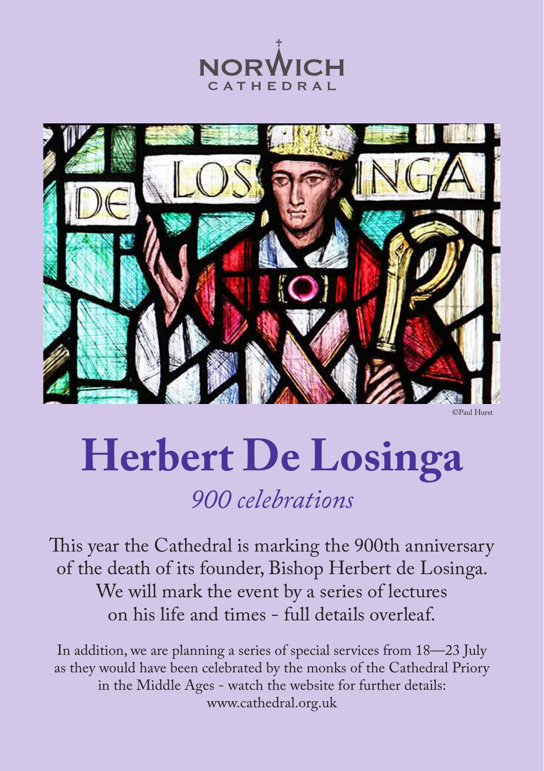NORWICH
CATHEDRAL

©Paul Hurst

# Herbert De Losinga

*900 celebrations*

This year the Cathedral is marking the 900th anniversary of the death of its founder, Bishop Herbert de Losinga. We will mark the event by a series of lectures on his life and times - full details overleaf.

In addition, we are planning a series of special services from 18—23 July as they would have been celebrated by the monks of the Cathedral Priory in the Middle Ages - watch the website for further details: www.cathedral.org.uk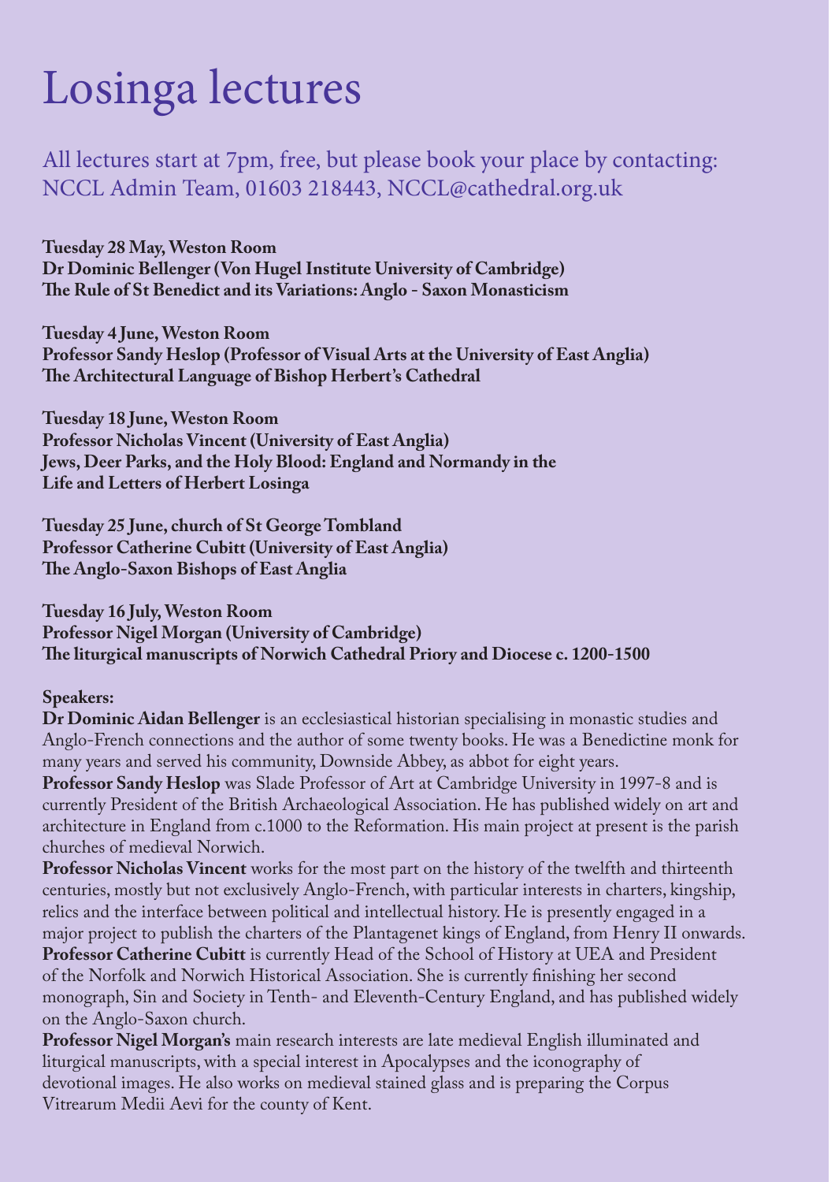# Losinga lectures

All lectures start at 7pm, free, but please book your place by contacting: NCCL Admin Team, 01603 218443, NCCL@cathedral.org.uk

**Tuesday 28 May, Weston Room**
**Dr Dominic Bellenger (Von Hugel Institute University of Cambridge)**
**The Rule of St Benedict and its Variations: Anglo - Saxon Monasticism**

**Tuesday 4 June, Weston Room**
**Professor Sandy Heslop (Professor of Visual Arts at the University of East Anglia)**
**The Architectural Language of Bishop Herbert's Cathedral**

**Tuesday 18 June, Weston Room**
**Professor Nicholas Vincent (University of East Anglia)**
**Jews, Deer Parks, and the Holy Blood: England and Normandy in the Life and Letters of Herbert Losinga**

**Tuesday 25 June, church of St George Tombland**
**Professor Catherine Cubitt (University of East Anglia)**
**The Anglo-Saxon Bishops of East Anglia**

**Tuesday 16 July, Weston Room**
**Professor Nigel Morgan (University of Cambridge)**
**The liturgical manuscripts of Norwich Cathedral Priory and Diocese c. 1200-1500**

**Speakers:**

**Dr Dominic Aidan Bellenger** is an ecclesiastical historian specialising in monastic studies and Anglo-French connections and the author of some twenty books. He was a Benedictine monk for many years and served his community, Downside Abbey, as abbot for eight years.

**Professor Sandy Heslop** was Slade Professor of Art at Cambridge University in 1997-8 and is currently President of the British Archaeological Association. He has published widely on art and architecture in England from c.1000 to the Reformation. His main project at present is the parish churches of medieval Norwich.

**Professor Nicholas Vincent** works for the most part on the history of the twelfth and thirteenth centuries, mostly but not exclusively Anglo-French, with particular interests in charters, kingship, relics and the interface between political and intellectual history. He is presently engaged in a major project to publish the charters of the Plantagenet kings of England, from Henry II onwards.

**Professor Catherine Cubitt** is currently Head of the School of History at UEA and President of the Norfolk and Norwich Historical Association. She is currently finishing her second monograph, Sin and Society in Tenth- and Eleventh-Century England, and has published widely on the Anglo-Saxon church.

**Professor Nigel Morgan's** main research interests are late medieval English illuminated and liturgical manuscripts, with a special interest in Apocalypses and the iconography of devotional images. He also works on medieval stained glass and is preparing the Corpus Vitrearum Medii Aevi for the county of Kent.